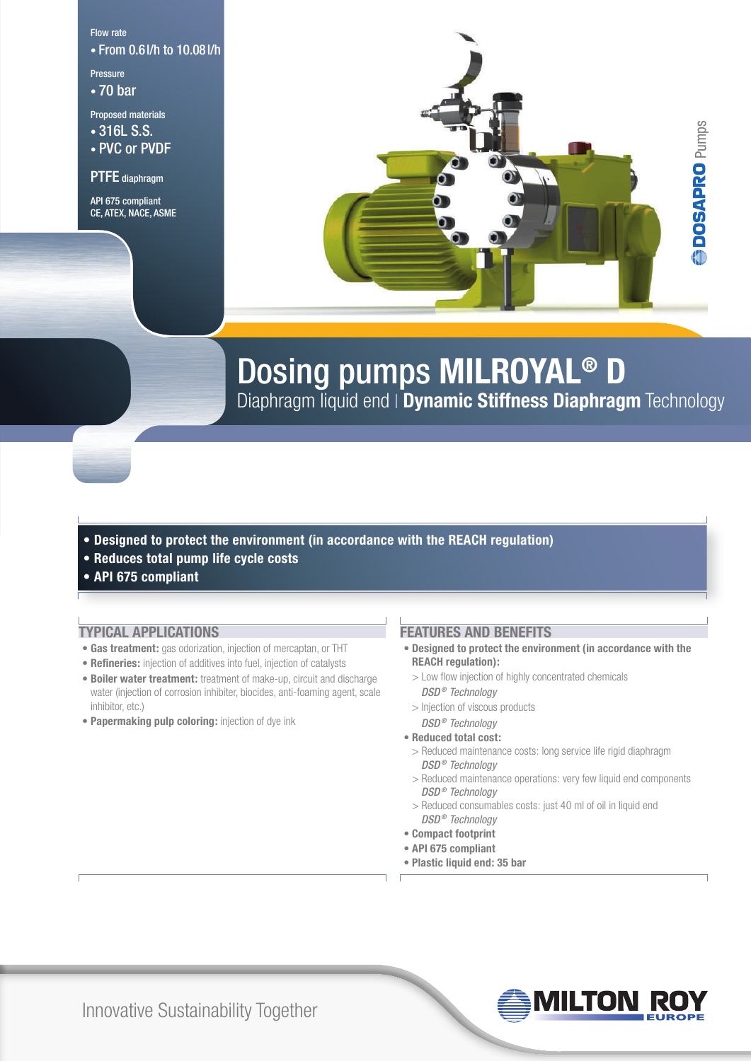Flow rate
- From 0.6 l/h to 10.08 l/h

Pressure
- 70 bar

Proposed materials
- 316L S.S.
- PVC or PVDF

PTFE diaphragm

API 675 compliant
CE, ATEX, NACE, ASME

DOSAPRO Pumps

# Dosing pumps **MILROYAL® D**

Diaphragm liquid end | **Dynamic Stiffness Diaphragm** Technology

- **Designed to protect the environment (in accordance with the REACH regulation)**
- **Reduces total pump life cycle costs**
- **API 675 compliant**

## TYPICAL APPLICATIONS

- **Gas treatment:** gas odorization, injection of mercaptan, or THT
- **Refineries:** injection of additives into fuel, injection of catalysts
- **Boiler water treatment:** treatment of make-up, circuit and discharge water (injection of corrosion inhibiter, biocides, anti-foaming agent, scale inhibitor, etc.)
- **Papermaking pulp coloring:** injection of dye ink

## FEATURES AND BENEFITS

- **Designed to protect the environment (in accordance with the REACH regulation):**
  - > Low flow injection of highly concentrated chemicals *DSD® Technology*
  - > Injection of viscous products *DSD® Technology*
- **Reduced total cost:**
  - > Reduced maintenance costs: long service life rigid diaphragm *DSD® Technology*
  - > Reduced maintenance operations: very few liquid end components *DSD® Technology*
  - > Reduced consumables costs: just 40 ml of oil in liquid end *DSD® Technology*
- **Compact footprint**
- **API 675 compliant**
- **Plastic liquid end: 35 bar**

Innovative Sustainability Together

MILTON ROY EUROPE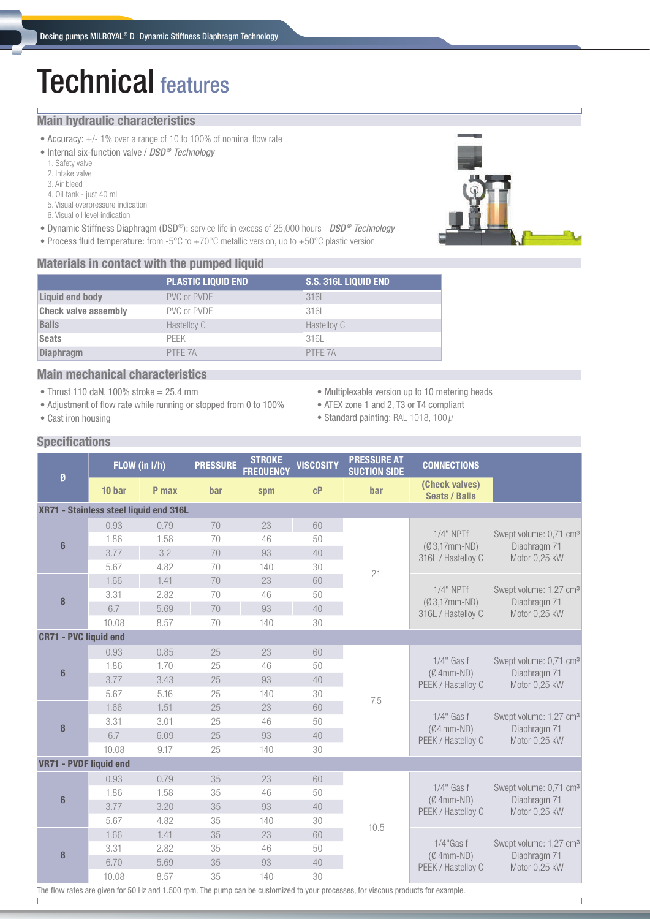# Technical features

## Main hydraulic characteristics

- Accuracy: +/- 1% over a range of 10 to 100% of nominal flow rate
- Internal six-function valve / *DSD® Technology*
  1. Safety valve
  2. Intake valve
  3. Air bleed
  4. Oil tank - just 40 ml
  5. Visual overpressure indication
  6. Visual oil level indication
- Dynamic Stiffness Diaphragm (DSD®): service life in excess of 25,000 hours - *DSD® Technology*
- Process fluid temperature: from -5°C to +70°C metallic version, up to +50°C plastic version

## Materials in contact with the pumped liquid

| | PLASTIC LIQUID END | S.S. 316L LIQUID END |
|---|---|---|
| **Liquid end body** | PVC or PVDF | 316L |
| **Check valve assembly** | PVC or PVDF | 316L |
| **Balls** | Hastelloy C | Hastelloy C |
| **Seats** | PEEK | 316L |
| **Diaphragm** | PTFE 7A | PTFE 7A |

## Main mechanical characteristics

- Thrust 110 daN, 100% stroke = 25.4 mm
- Adjustment of flow rate while running or stopped from 0 to 100%
- Cast iron housing
- Multiplexable version up to 10 metering heads
- ATEX zone 1 and 2, T3 or T4 compliant
- Standard painting: RAL 1018, 100 µ

## Specifications

| Ø | FLOW (in l/h) | | PRESSURE | STROKE FREQUENCY | VISCOSITY | PRESSURE AT SUCTION SIDE | CONNECTIONS | |
|---|---|---|---|---|---|---|---|---|
| | 10 bar | P max | bar | spm | cP | bar | (Check valves) Seats / Balls | |
| **XR71 - Stainless steel liquid end 316L** | | | | | | | | |
| 6 | 0.93 | 0.79 | 70 | 23 | 60 | 21 | 1/4" NPTf (Ø 3,17mm-ND) 316L / Hastelloy C | Swept volume: 0,71 cm³ Diaphragm 71 Motor 0,25 kW |
| | 1.86 | 1.58 | 70 | 46 | 50 | | | |
| | 3.77 | 3.2 | 70 | 93 | 40 | | | |
| | 5.67 | 4.82 | 70 | 140 | 30 | | | |
| 8 | 1.66 | 1.41 | 70 | 23 | 60 | | 1/4" NPTf (Ø 3,17mm-ND) 316L / Hastelloy C | Swept volume: 1,27 cm³ Diaphragm 71 Motor 0,25 kW |
| | 3.31 | 2.82 | 70 | 46 | 50 | | | |
| | 6.7 | 5.69 | 70 | 93 | 40 | | | |
| | 10.08 | 8.57 | 70 | 140 | 30 | | | |
| **CR71 - PVC liquid end** | | | | | | | | |
| 6 | 0.93 | 0.85 | 25 | 23 | 60 | 7.5 | 1/4" Gas f (Ø 4mm-ND) PEEK / Hastelloy C | Swept volume: 0,71 cm³ Diaphragm 71 Motor 0,25 kW |
| | 1.86 | 1.70 | 25 | 46 | 50 | | | |
| | 3.77 | 3.43 | 25 | 93 | 40 | | | |
| | 5.67 | 5.16 | 25 | 140 | 30 | | | |
| 8 | 1.66 | 1.51 | 25 | 23 | 60 | | 1/4" Gas f (Ø 4 mm-ND) PEEK / Hastelloy C | Swept volume: 1,27 cm³ Diaphragm 71 Motor 0,25 kW |
| | 3.31 | 3.01 | 25 | 46 | 50 | | | |
| | 6.7 | 6.09 | 25 | 93 | 40 | | | |
| | 10.08 | 9.17 | 25 | 140 | 30 | | | |
| **VR71 - PVDF liquid end** | | | | | | | | |
| 6 | 0.93 | 0.79 | 35 | 23 | 60 | 10.5 | 1/4" Gas f (Ø 4mm-ND) PEEK / Hastelloy C | Swept volume: 0,71 cm³ Diaphragm 71 Motor 0,25 kW |
| | 1.86 | 1.58 | 35 | 46 | 50 | | | |
| | 3.77 | 3.20 | 35 | 93 | 40 | | | |
| | 5.67 | 4.82 | 35 | 140 | 30 | | | |
| 8 | 1.66 | 1.41 | 35 | 23 | 60 | | 1/4"Gas f (Ø 4mm-ND) PEEK / Hastelloy C | Swept volume: 1,27 cm³ Diaphragm 71 Motor 0,25 kW |
| | 3.31 | 2.82 | 35 | 46 | 50 | | | |
| | 6.70 | 5.69 | 35 | 93 | 40 | | | |
| | 10.08 | 8.57 | 35 | 140 | 30 | | | |

The flow rates are given for 50 Hz and 1.500 rpm. The pump can be customized to your processes, for viscous products for example.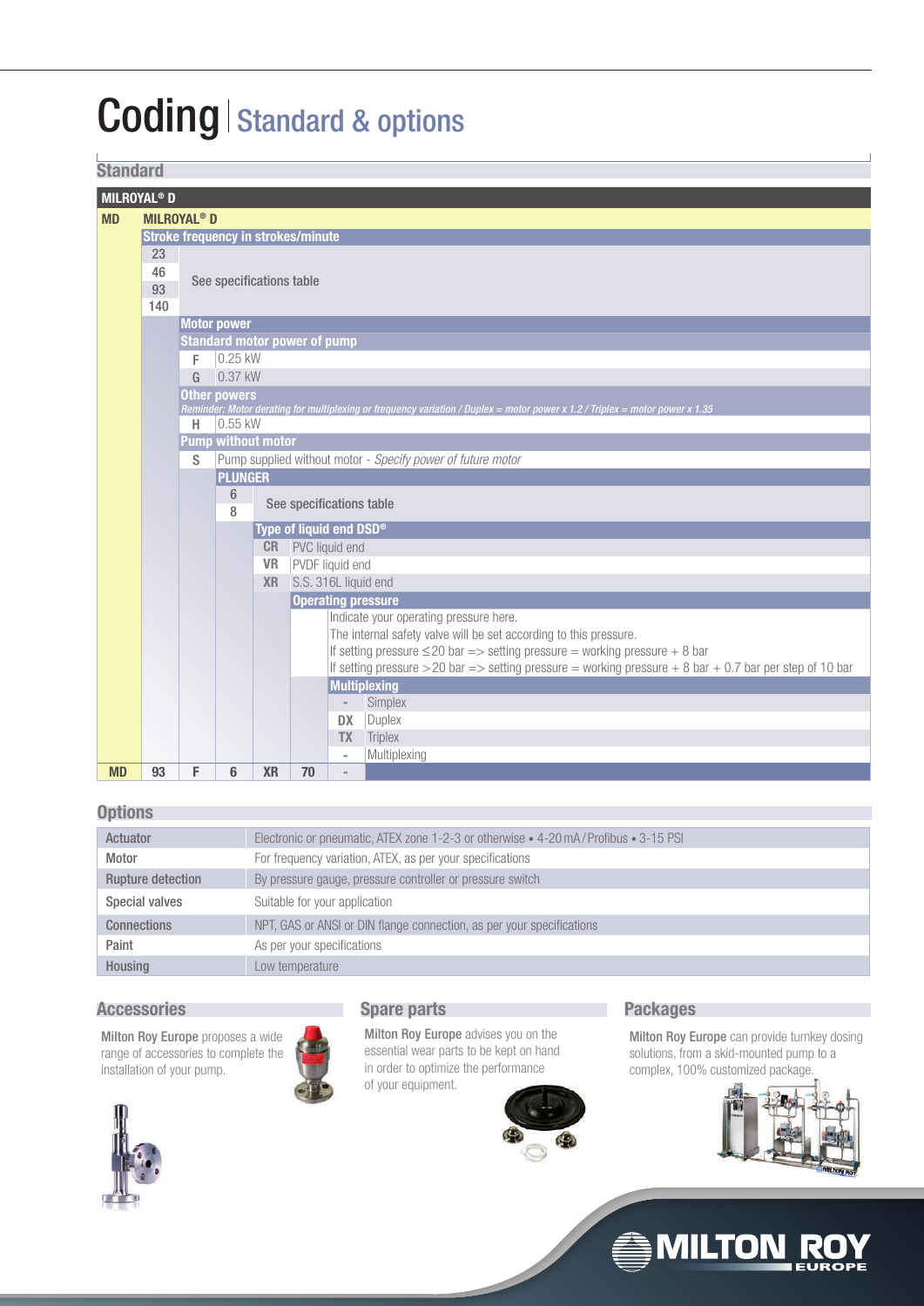# Coding | Standard & options

## Standard

**MILROYAL® D**

| Code | Description |
|---|---|
| **MD** | **MILROYAL® D** |

**Stroke frequency in strokes/minute**

| Code | Description |
|---|---|
| 23 | See specifications table |
| 46 | |
| 93 | |
| 140 | |

**Motor power**

**Standard motor power of pump**

| Code | Description |
|---|---|
| F | 0.25 kW |
| G | 0.37 kW |

**Other powers**

*Reminder: Motor derating for multiplexing or frequency variation / Duplex = motor power x 1.2 / Triplex = motor power x 1.35*

| Code | Description |
|---|---|
| H | 0.55 kW |

**Pump without motor**

| Code | Description |
|---|---|
| S | Pump supplied without motor - *Specify power of future motor* |

**PLUNGER**

| Code | Description |
|---|---|
| 6 | See specifications table |
| 8 | |

**Type of liquid end DSD®**

| Code | Description |
|---|---|
| CR | PVC liquid end |
| VR | PVDF liquid end |
| XR | S.S. 316L liquid end |

**Operating pressure**

Indicate your operating pressure here.
The internal safety valve will be set according to this pressure.
If setting pressure ≤20 bar => setting pressure = working pressure + 8 bar
If setting pressure >20 bar => setting pressure = working pressure + 8 bar + 0.7 bar per step of 10 bar

**Multiplexing**

| Code | Description |
|---|---|
| - | Simplex |
| DX | Duplex |
| TX | Triplex |
| - | Multiplexing |

**Example:**

| MD | 93 | F | 6 | XR | 70 | - |
|---|---|---|---|---|---|---|

## Options

| Option | Description |
|---|---|
| Actuator | Electronic or pneumatic, ATEX zone 1-2-3 or otherwise • 4-20 mA / Profibus • 3-15 PSI |
| Motor | For frequency variation, ATEX, as per your specifications |
| Rupture detection | By pressure gauge, pressure controller or pressure switch |
| Special valves | Suitable for your application |
| Connections | NPT, GAS or ANSI or DIN flange connection, as per your specifications |
| Paint | As per your specifications |
| Housing | Low temperature |

## Accessories

**Milton Roy Europe** proposes a wide range of accessories to complete the installation of your pump.

## Spare parts

**Milton Roy Europe** advises you on the essential wear parts to be kept on hand in order to optimize the performance of your equipment.

## Packages

**Milton Roy Europe** can provide turnkey dosing solutions, from a skid-mounted pump to a complex, 100% customized package.

MILTON ROY EUROPE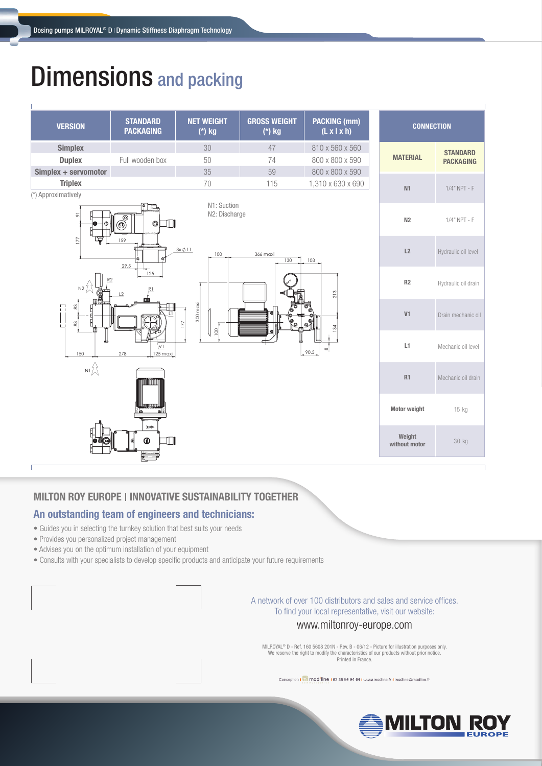# Dimensions and packing

| VERSION | STANDARD PACKAGING | NET WEIGHT (*) kg | GROSS WEIGHT (*) kg | PACKING (mm) (L x l x h) |
|---|---|---|---|---|
| Simplex | Full wooden box | 30 | 47 | 810 x 560 x 560 |
| Duplex | | 50 | 74 | 800 x 800 x 590 |
| Simplex + servomotor | | 35 | 59 | 800 x 800 x 590 |
| Triplex | | 70 | 115 | 1,310 x 630 x 690 |

(*) Approximatively

N1: Suction
N2: Discharge

91
177
159
3x ∅ 11
29.5
125
N2
R2
L2
R1
83
83
177
V1
150
278
125 maxi
N1
100
366 maxi
130
103
300 maxi
100
213
134
90.5
8

| CONNECTION | |
|---|---|
| MATERIAL | STANDARD PACKAGING |
| N1 | 1/4" NPT - F |
| N2 | 1/4" NPT - F |
| L2 | Hydraulic oil level |
| R2 | Hydraulic oil drain |
| V1 | Drain mechanic oil |
| L1 | Mechanic oil level |
| R1 | Mechanic oil drain |
| Motor weight | 15 kg |
| Weight without motor | 30 kg |

## MILTON ROY EUROPE | INNOVATIVE SUSTAINABILITY TOGETHER

### An outstanding team of engineers and technicians:

- Guides you in selecting the turnkey solution that best suits your needs
- Provides you personalized project management
- Advises you on the optimum installation of your equipment
- Consults with your specialists to develop specific products and anticipate your future requirements

A network of over 100 distributors and sales and service offices.
To find your local representative, visit our website:

www.miltonroy-europe.com

MILROYAL® D - Ref. 160 5608 201N - Rev. B - 06/12 - Picture for illustration purposes only.
We reserve the right to modify the characteristics of our products without prior notice.
Printed in France.

Conception | mad'line | 02 35 60 84 84 | www.madline.fr | madline@madline.fr

MILTON ROY EUROPE